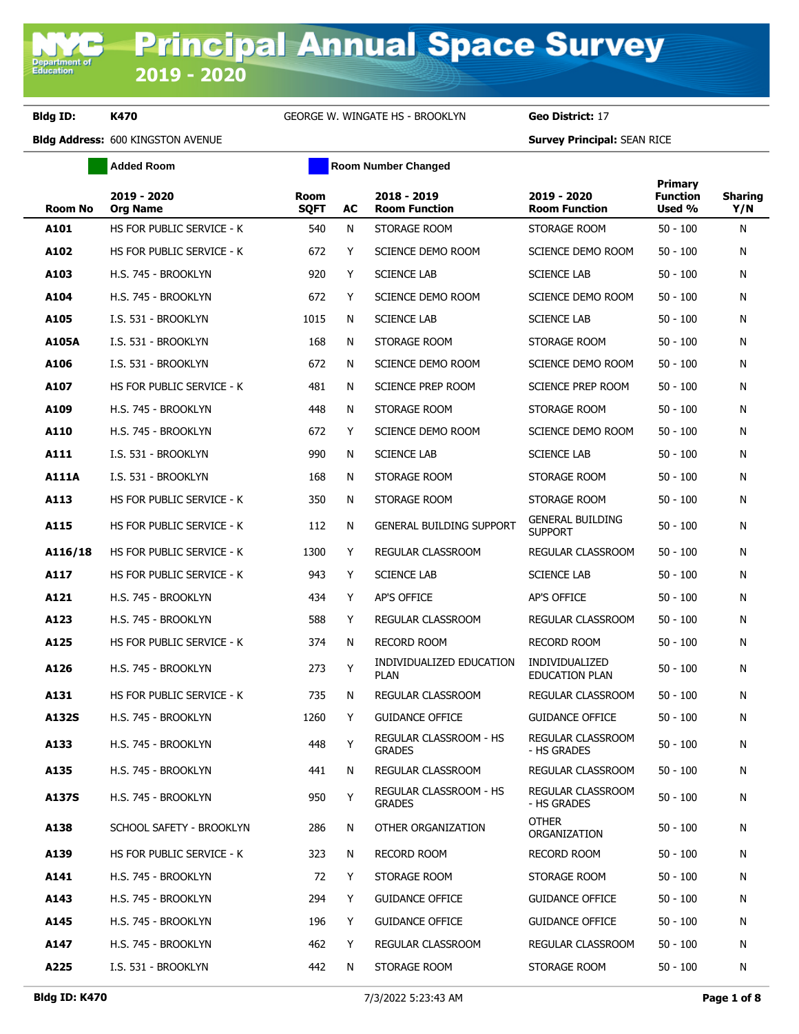# Principal Annual Space Survey 2019 - 2020

**Bldg ID:** K470 GEORGE W. WINGATE HS - BROOKLYN **Geo District:** 17

**Bldg Address:** 600 KINGSTON AVENUE **Survey Principal:** SEAN RICE

Added Room | Room Number Changed

| Room No | 2019 - 2020 Org Name | Room SQFT | AC | 2018 - 2019 Room Function | 2019 - 2020 Room Function | Primary Function Used % | Sharing Y/N |
|---|---|---|---|---|---|---|---|
| A101 | HS FOR PUBLIC SERVICE - K | 540 | N | STORAGE ROOM | STORAGE ROOM | 50 - 100 | N |
| A102 | HS FOR PUBLIC SERVICE - K | 672 | Y | SCIENCE DEMO ROOM | SCIENCE DEMO ROOM | 50 - 100 | N |
| A103 | H.S. 745 - BROOKLYN | 920 | Y | SCIENCE LAB | SCIENCE LAB | 50 - 100 | N |
| A104 | H.S. 745 - BROOKLYN | 672 | Y | SCIENCE DEMO ROOM | SCIENCE DEMO ROOM | 50 - 100 | N |
| A105 | I.S. 531 - BROOKLYN | 1015 | N | SCIENCE LAB | SCIENCE LAB | 50 - 100 | N |
| A105A | I.S. 531 - BROOKLYN | 168 | N | STORAGE ROOM | STORAGE ROOM | 50 - 100 | N |
| A106 | I.S. 531 - BROOKLYN | 672 | N | SCIENCE DEMO ROOM | SCIENCE DEMO ROOM | 50 - 100 | N |
| A107 | HS FOR PUBLIC SERVICE - K | 481 | N | SCIENCE PREP ROOM | SCIENCE PREP ROOM | 50 - 100 | N |
| A109 | H.S. 745 - BROOKLYN | 448 | N | STORAGE ROOM | STORAGE ROOM | 50 - 100 | N |
| A110 | H.S. 745 - BROOKLYN | 672 | Y | SCIENCE DEMO ROOM | SCIENCE DEMO ROOM | 50 - 100 | N |
| A111 | I.S. 531 - BROOKLYN | 990 | N | SCIENCE LAB | SCIENCE LAB | 50 - 100 | N |
| A111A | I.S. 531 - BROOKLYN | 168 | N | STORAGE ROOM | STORAGE ROOM | 50 - 100 | N |
| A113 | HS FOR PUBLIC SERVICE - K | 350 | N | STORAGE ROOM | STORAGE ROOM | 50 - 100 | N |
| A115 | HS FOR PUBLIC SERVICE - K | 112 | N | GENERAL BUILDING SUPPORT | GENERAL BUILDING SUPPORT | 50 - 100 | N |
| A116/18 | HS FOR PUBLIC SERVICE - K | 1300 | Y | REGULAR CLASSROOM | REGULAR CLASSROOM | 50 - 100 | N |
| A117 | HS FOR PUBLIC SERVICE - K | 943 | Y | SCIENCE LAB | SCIENCE LAB | 50 - 100 | N |
| A121 | H.S. 745 - BROOKLYN | 434 | Y | AP'S OFFICE | AP'S OFFICE | 50 - 100 | N |
| A123 | H.S. 745 - BROOKLYN | 588 | Y | REGULAR CLASSROOM | REGULAR CLASSROOM | 50 - 100 | N |
| A125 | HS FOR PUBLIC SERVICE - K | 374 | N | RECORD ROOM | RECORD ROOM | 50 - 100 | N |
| A126 | H.S. 745 - BROOKLYN | 273 | Y | INDIVIDUALIZED EDUCATION PLAN | INDIVIDUALIZED EDUCATION PLAN | 50 - 100 | N |
| A131 | HS FOR PUBLIC SERVICE - K | 735 | N | REGULAR CLASSROOM | REGULAR CLASSROOM | 50 - 100 | N |
| A132S | H.S. 745 - BROOKLYN | 1260 | Y | GUIDANCE OFFICE | GUIDANCE OFFICE | 50 - 100 | N |
| A133 | H.S. 745 - BROOKLYN | 448 | Y | REGULAR CLASSROOM - HS GRADES | REGULAR CLASSROOM - HS GRADES | 50 - 100 | N |
| A135 | H.S. 745 - BROOKLYN | 441 | N | REGULAR CLASSROOM | REGULAR CLASSROOM | 50 - 100 | N |
| A137S | H.S. 745 - BROOKLYN | 950 | Y | REGULAR CLASSROOM - HS GRADES | REGULAR CLASSROOM - HS GRADES | 50 - 100 | N |
| A138 | SCHOOL SAFETY - BROOKLYN | 286 | N | OTHER ORGANIZATION | OTHER ORGANIZATION | 50 - 100 | N |
| A139 | HS FOR PUBLIC SERVICE - K | 323 | N | RECORD ROOM | RECORD ROOM | 50 - 100 | N |
| A141 | H.S. 745 - BROOKLYN | 72 | Y | STORAGE ROOM | STORAGE ROOM | 50 - 100 | N |
| A143 | H.S. 745 - BROOKLYN | 294 | Y | GUIDANCE OFFICE | GUIDANCE OFFICE | 50 - 100 | N |
| A145 | H.S. 745 - BROOKLYN | 196 | Y | GUIDANCE OFFICE | GUIDANCE OFFICE | 50 - 100 | N |
| A147 | H.S. 745 - BROOKLYN | 462 | Y | REGULAR CLASSROOM | REGULAR CLASSROOM | 50 - 100 | N |
| A225 | I.S. 531 - BROOKLYN | 442 | N | STORAGE ROOM | STORAGE ROOM | 50 - 100 | N |

**Bldg ID: K470** 7/3/2022 5:23:43 AM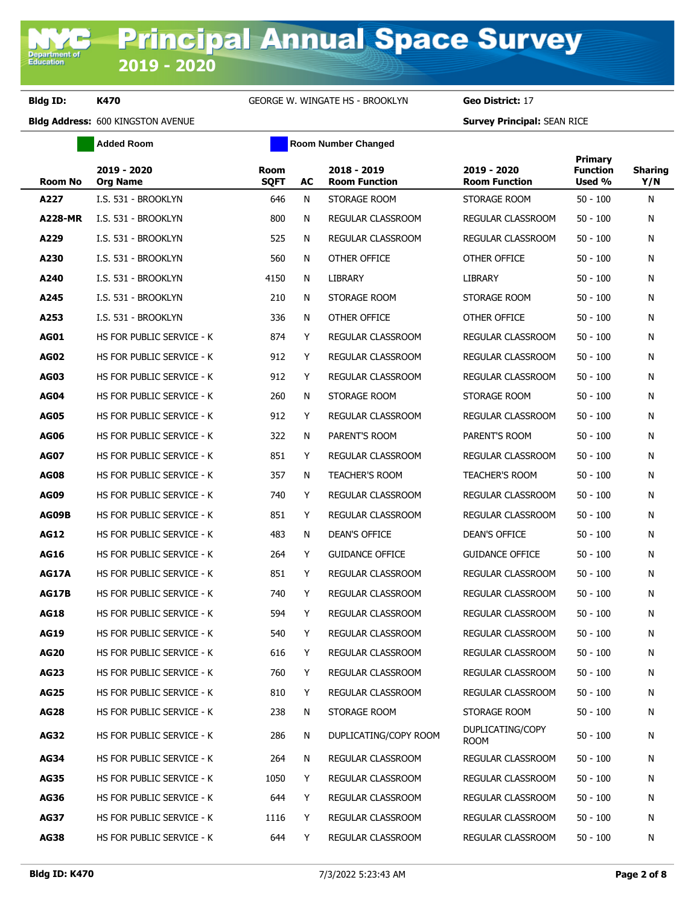# Principal Annual Space Survey 2019 - 2020

**Bldg ID:** K470 GEORGE W. WINGATE HS - BROOKLYN **Geo District:** 17

**Bldg Address:** 600 KINGSTON AVENUE **Survey Principal:** SEAN RICE

Added Room | Room Number Changed

| Room No | 2019 - 2020 Org Name | Room SQFT | AC | 2018 - 2019 Room Function | 2019 - 2020 Room Function | Primary Function Used % | Sharing Y/N |
|---|---|---|---|---|---|---|---|
| A227 | I.S. 531 - BROOKLYN | 646 | N | STORAGE ROOM | STORAGE ROOM | 50 - 100 | N |
| A228-MR | I.S. 531 - BROOKLYN | 800 | N | REGULAR CLASSROOM | REGULAR CLASSROOM | 50 - 100 | N |
| A229 | I.S. 531 - BROOKLYN | 525 | N | REGULAR CLASSROOM | REGULAR CLASSROOM | 50 - 100 | N |
| A230 | I.S. 531 - BROOKLYN | 560 | N | OTHER OFFICE | OTHER OFFICE | 50 - 100 | N |
| A240 | I.S. 531 - BROOKLYN | 4150 | N | LIBRARY | LIBRARY | 50 - 100 | N |
| A245 | I.S. 531 - BROOKLYN | 210 | N | STORAGE ROOM | STORAGE ROOM | 50 - 100 | N |
| A253 | I.S. 531 - BROOKLYN | 336 | N | OTHER OFFICE | OTHER OFFICE | 50 - 100 | N |
| AG01 | HS FOR PUBLIC SERVICE - K | 874 | Y | REGULAR CLASSROOM | REGULAR CLASSROOM | 50 - 100 | N |
| AG02 | HS FOR PUBLIC SERVICE - K | 912 | Y | REGULAR CLASSROOM | REGULAR CLASSROOM | 50 - 100 | N |
| AG03 | HS FOR PUBLIC SERVICE - K | 912 | Y | REGULAR CLASSROOM | REGULAR CLASSROOM | 50 - 100 | N |
| AG04 | HS FOR PUBLIC SERVICE - K | 260 | N | STORAGE ROOM | STORAGE ROOM | 50 - 100 | N |
| AG05 | HS FOR PUBLIC SERVICE - K | 912 | Y | REGULAR CLASSROOM | REGULAR CLASSROOM | 50 - 100 | N |
| AG06 | HS FOR PUBLIC SERVICE - K | 322 | N | PARENT'S ROOM | PARENT'S ROOM | 50 - 100 | N |
| AG07 | HS FOR PUBLIC SERVICE - K | 851 | Y | REGULAR CLASSROOM | REGULAR CLASSROOM | 50 - 100 | N |
| AG08 | HS FOR PUBLIC SERVICE - K | 357 | N | TEACHER'S ROOM | TEACHER'S ROOM | 50 - 100 | N |
| AG09 | HS FOR PUBLIC SERVICE - K | 740 | Y | REGULAR CLASSROOM | REGULAR CLASSROOM | 50 - 100 | N |
| AG09B | HS FOR PUBLIC SERVICE - K | 851 | Y | REGULAR CLASSROOM | REGULAR CLASSROOM | 50 - 100 | N |
| AG12 | HS FOR PUBLIC SERVICE - K | 483 | N | DEAN'S OFFICE | DEAN'S OFFICE | 50 - 100 | N |
| AG16 | HS FOR PUBLIC SERVICE - K | 264 | Y | GUIDANCE OFFICE | GUIDANCE OFFICE | 50 - 100 | N |
| AG17A | HS FOR PUBLIC SERVICE - K | 851 | Y | REGULAR CLASSROOM | REGULAR CLASSROOM | 50 - 100 | N |
| AG17B | HS FOR PUBLIC SERVICE - K | 740 | Y | REGULAR CLASSROOM | REGULAR CLASSROOM | 50 - 100 | N |
| AG18 | HS FOR PUBLIC SERVICE - K | 594 | Y | REGULAR CLASSROOM | REGULAR CLASSROOM | 50 - 100 | N |
| AG19 | HS FOR PUBLIC SERVICE - K | 540 | Y | REGULAR CLASSROOM | REGULAR CLASSROOM | 50 - 100 | N |
| AG20 | HS FOR PUBLIC SERVICE - K | 616 | Y | REGULAR CLASSROOM | REGULAR CLASSROOM | 50 - 100 | N |
| AG23 | HS FOR PUBLIC SERVICE - K | 760 | Y | REGULAR CLASSROOM | REGULAR CLASSROOM | 50 - 100 | N |
| AG25 | HS FOR PUBLIC SERVICE - K | 810 | Y | REGULAR CLASSROOM | REGULAR CLASSROOM | 50 - 100 | N |
| AG28 | HS FOR PUBLIC SERVICE - K | 238 | N | STORAGE ROOM | STORAGE ROOM | 50 - 100 | N |
| AG32 | HS FOR PUBLIC SERVICE - K | 286 | N | DUPLICATING/COPY ROOM | DUPLICATING/COPY ROOM | 50 - 100 | N |
| AG34 | HS FOR PUBLIC SERVICE - K | 264 | N | REGULAR CLASSROOM | REGULAR CLASSROOM | 50 - 100 | N |
| AG35 | HS FOR PUBLIC SERVICE - K | 1050 | Y | REGULAR CLASSROOM | REGULAR CLASSROOM | 50 - 100 | N |
| AG36 | HS FOR PUBLIC SERVICE - K | 644 | Y | REGULAR CLASSROOM | REGULAR CLASSROOM | 50 - 100 | N |
| AG37 | HS FOR PUBLIC SERVICE - K | 1116 | Y | REGULAR CLASSROOM | REGULAR CLASSROOM | 50 - 100 | N |
| AG38 | HS FOR PUBLIC SERVICE - K | 644 | Y | REGULAR CLASSROOM | REGULAR CLASSROOM | 50 - 100 | N |

**Bldg ID: K470** 7/3/2022 5:23:43 AM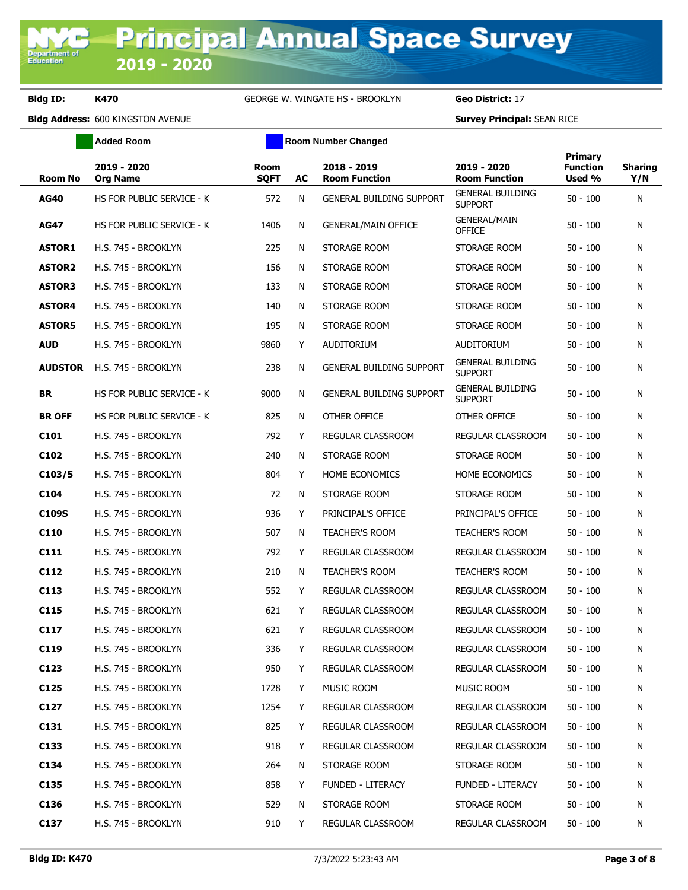# Principal Annual Space Survey 2019 - 2020

**Bldg ID:** K470 GEORGE W. WINGATE HS - BROOKLYN **Geo District:** 17

**Bldg Address:** 600 KINGSTON AVENUE **Survey Principal:** SEAN RICE

Added Room | Room Number Changed

| Room No | 2019 - 2020 Org Name | Room SQFT | AC | 2018 - 2019 Room Function | 2019 - 2020 Room Function | Primary Function Used % | Sharing Y/N |
|---|---|---|---|---|---|---|---|
| AG40 | HS FOR PUBLIC SERVICE - K | 572 | N | GENERAL BUILDING SUPPORT | GENERAL BUILDING SUPPORT | 50 - 100 | N |
| AG47 | HS FOR PUBLIC SERVICE - K | 1406 | N | GENERAL/MAIN OFFICE | GENERAL/MAIN OFFICE | 50 - 100 | N |
| ASTOR1 | H.S. 745 - BROOKLYN | 225 | N | STORAGE ROOM | STORAGE ROOM | 50 - 100 | N |
| ASTOR2 | H.S. 745 - BROOKLYN | 156 | N | STORAGE ROOM | STORAGE ROOM | 50 - 100 | N |
| ASTOR3 | H.S. 745 - BROOKLYN | 133 | N | STORAGE ROOM | STORAGE ROOM | 50 - 100 | N |
| ASTOR4 | H.S. 745 - BROOKLYN | 140 | N | STORAGE ROOM | STORAGE ROOM | 50 - 100 | N |
| ASTOR5 | H.S. 745 - BROOKLYN | 195 | N | STORAGE ROOM | STORAGE ROOM | 50 - 100 | N |
| AUD | H.S. 745 - BROOKLYN | 9860 | Y | AUDITORIUM | AUDITORIUM | 50 - 100 | N |
| AUDSTOR | H.S. 745 - BROOKLYN | 238 | N | GENERAL BUILDING SUPPORT | GENERAL BUILDING SUPPORT | 50 - 100 | N |
| BR | HS FOR PUBLIC SERVICE - K | 9000 | N | GENERAL BUILDING SUPPORT | GENERAL BUILDING SUPPORT | 50 - 100 | N |
| BR OFF | HS FOR PUBLIC SERVICE - K | 825 | N | OTHER OFFICE | OTHER OFFICE | 50 - 100 | N |
| C101 | H.S. 745 - BROOKLYN | 792 | Y | REGULAR CLASSROOM | REGULAR CLASSROOM | 50 - 100 | N |
| C102 | H.S. 745 - BROOKLYN | 240 | N | STORAGE ROOM | STORAGE ROOM | 50 - 100 | N |
| C103/5 | H.S. 745 - BROOKLYN | 804 | Y | HOME ECONOMICS | HOME ECONOMICS | 50 - 100 | N |
| C104 | H.S. 745 - BROOKLYN | 72 | N | STORAGE ROOM | STORAGE ROOM | 50 - 100 | N |
| C109S | H.S. 745 - BROOKLYN | 936 | Y | PRINCIPAL'S OFFICE | PRINCIPAL'S OFFICE | 50 - 100 | N |
| C110 | H.S. 745 - BROOKLYN | 507 | N | TEACHER'S ROOM | TEACHER'S ROOM | 50 - 100 | N |
| C111 | H.S. 745 - BROOKLYN | 792 | Y | REGULAR CLASSROOM | REGULAR CLASSROOM | 50 - 100 | N |
| C112 | H.S. 745 - BROOKLYN | 210 | N | TEACHER'S ROOM | TEACHER'S ROOM | 50 - 100 | N |
| C113 | H.S. 745 - BROOKLYN | 552 | Y | REGULAR CLASSROOM | REGULAR CLASSROOM | 50 - 100 | N |
| C115 | H.S. 745 - BROOKLYN | 621 | Y | REGULAR CLASSROOM | REGULAR CLASSROOM | 50 - 100 | N |
| C117 | H.S. 745 - BROOKLYN | 621 | Y | REGULAR CLASSROOM | REGULAR CLASSROOM | 50 - 100 | N |
| C119 | H.S. 745 - BROOKLYN | 336 | Y | REGULAR CLASSROOM | REGULAR CLASSROOM | 50 - 100 | N |
| C123 | H.S. 745 - BROOKLYN | 950 | Y | REGULAR CLASSROOM | REGULAR CLASSROOM | 50 - 100 | N |
| C125 | H.S. 745 - BROOKLYN | 1728 | Y | MUSIC ROOM | MUSIC ROOM | 50 - 100 | N |
| C127 | H.S. 745 - BROOKLYN | 1254 | Y | REGULAR CLASSROOM | REGULAR CLASSROOM | 50 - 100 | N |
| C131 | H.S. 745 - BROOKLYN | 825 | Y | REGULAR CLASSROOM | REGULAR CLASSROOM | 50 - 100 | N |
| C133 | H.S. 745 - BROOKLYN | 918 | Y | REGULAR CLASSROOM | REGULAR CLASSROOM | 50 - 100 | N |
| C134 | H.S. 745 - BROOKLYN | 264 | N | STORAGE ROOM | STORAGE ROOM | 50 - 100 | N |
| C135 | H.S. 745 - BROOKLYN | 858 | Y | FUNDED - LITERACY | FUNDED - LITERACY | 50 - 100 | N |
| C136 | H.S. 745 - BROOKLYN | 529 | N | STORAGE ROOM | STORAGE ROOM | 50 - 100 | N |
| C137 | H.S. 745 - BROOKLYN | 910 | Y | REGULAR CLASSROOM | REGULAR CLASSROOM | 50 - 100 | N |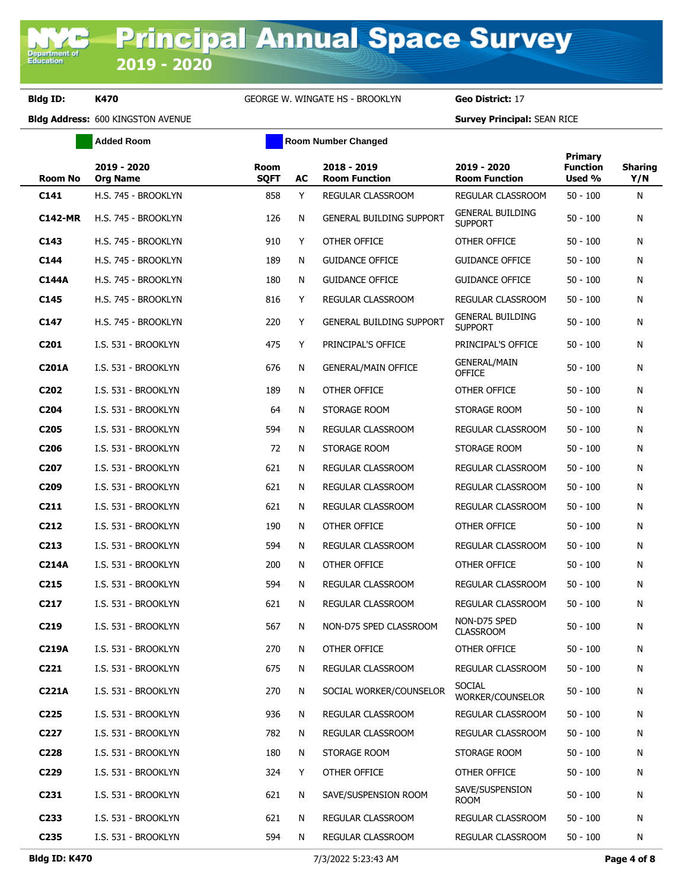# Principal Annual Space Survey 2019 - 2020

**Bldg ID:** K470 GEORGE W. WINGATE HS - BROOKLYN **Geo District:** 17

**Bldg Address:** 600 KINGSTON AVENUE **Survey Principal:** SEAN RICE

Added Room | Room Number Changed

| Room No | 2019 - 2020 Org Name | Room SQFT | AC | 2018 - 2019 Room Function | 2019 - 2020 Room Function | Primary Function Used % | Sharing Y/N |
|---|---|---|---|---|---|---|---|
| C141 | H.S. 745 - BROOKLYN | 858 | Y | REGULAR CLASSROOM | REGULAR CLASSROOM | 50 - 100 | N |
| C142-MR | H.S. 745 - BROOKLYN | 126 | N | GENERAL BUILDING SUPPORT | GENERAL BUILDING SUPPORT | 50 - 100 | N |
| C143 | H.S. 745 - BROOKLYN | 910 | Y | OTHER OFFICE | OTHER OFFICE | 50 - 100 | N |
| C144 | H.S. 745 - BROOKLYN | 189 | N | GUIDANCE OFFICE | GUIDANCE OFFICE | 50 - 100 | N |
| C144A | H.S. 745 - BROOKLYN | 180 | N | GUIDANCE OFFICE | GUIDANCE OFFICE | 50 - 100 | N |
| C145 | H.S. 745 - BROOKLYN | 816 | Y | REGULAR CLASSROOM | REGULAR CLASSROOM | 50 - 100 | N |
| C147 | H.S. 745 - BROOKLYN | 220 | Y | GENERAL BUILDING SUPPORT | GENERAL BUILDING SUPPORT | 50 - 100 | N |
| C201 | I.S. 531 - BROOKLYN | 475 | Y | PRINCIPAL'S OFFICE | PRINCIPAL'S OFFICE | 50 - 100 | N |
| C201A | I.S. 531 - BROOKLYN | 676 | N | GENERAL/MAIN OFFICE | GENERAL/MAIN OFFICE | 50 - 100 | N |
| C202 | I.S. 531 - BROOKLYN | 189 | N | OTHER OFFICE | OTHER OFFICE | 50 - 100 | N |
| C204 | I.S. 531 - BROOKLYN | 64 | N | STORAGE ROOM | STORAGE ROOM | 50 - 100 | N |
| C205 | I.S. 531 - BROOKLYN | 594 | N | REGULAR CLASSROOM | REGULAR CLASSROOM | 50 - 100 | N |
| C206 | I.S. 531 - BROOKLYN | 72 | N | STORAGE ROOM | STORAGE ROOM | 50 - 100 | N |
| C207 | I.S. 531 - BROOKLYN | 621 | N | REGULAR CLASSROOM | REGULAR CLASSROOM | 50 - 100 | N |
| C209 | I.S. 531 - BROOKLYN | 621 | N | REGULAR CLASSROOM | REGULAR CLASSROOM | 50 - 100 | N |
| C211 | I.S. 531 - BROOKLYN | 621 | N | REGULAR CLASSROOM | REGULAR CLASSROOM | 50 - 100 | N |
| C212 | I.S. 531 - BROOKLYN | 190 | N | OTHER OFFICE | OTHER OFFICE | 50 - 100 | N |
| C213 | I.S. 531 - BROOKLYN | 594 | N | REGULAR CLASSROOM | REGULAR CLASSROOM | 50 - 100 | N |
| C214A | I.S. 531 - BROOKLYN | 200 | N | OTHER OFFICE | OTHER OFFICE | 50 - 100 | N |
| C215 | I.S. 531 - BROOKLYN | 594 | N | REGULAR CLASSROOM | REGULAR CLASSROOM | 50 - 100 | N |
| C217 | I.S. 531 - BROOKLYN | 621 | N | REGULAR CLASSROOM | REGULAR CLASSROOM | 50 - 100 | N |
| C219 | I.S. 531 - BROOKLYN | 567 | N | NON-D75 SPED CLASSROOM | NON-D75 SPED CLASSROOM | 50 - 100 | N |
| C219A | I.S. 531 - BROOKLYN | 270 | N | OTHER OFFICE | OTHER OFFICE | 50 - 100 | N |
| C221 | I.S. 531 - BROOKLYN | 675 | N | REGULAR CLASSROOM | REGULAR CLASSROOM | 50 - 100 | N |
| C221A | I.S. 531 - BROOKLYN | 270 | N | SOCIAL WORKER/COUNSELOR | SOCIAL WORKER/COUNSELOR | 50 - 100 | N |
| C225 | I.S. 531 - BROOKLYN | 936 | N | REGULAR CLASSROOM | REGULAR CLASSROOM | 50 - 100 | N |
| C227 | I.S. 531 - BROOKLYN | 782 | N | REGULAR CLASSROOM | REGULAR CLASSROOM | 50 - 100 | N |
| C228 | I.S. 531 - BROOKLYN | 180 | N | STORAGE ROOM | STORAGE ROOM | 50 - 100 | N |
| C229 | I.S. 531 - BROOKLYN | 324 | Y | OTHER OFFICE | OTHER OFFICE | 50 - 100 | N |
| C231 | I.S. 531 - BROOKLYN | 621 | N | SAVE/SUSPENSION ROOM | SAVE/SUSPENSION ROOM | 50 - 100 | N |
| C233 | I.S. 531 - BROOKLYN | 621 | N | REGULAR CLASSROOM | REGULAR CLASSROOM | 50 - 100 | N |
| C235 | I.S. 531 - BROOKLYN | 594 | N | REGULAR CLASSROOM | REGULAR CLASSROOM | 50 - 100 | N |

7/3/2022 5:23:43 AM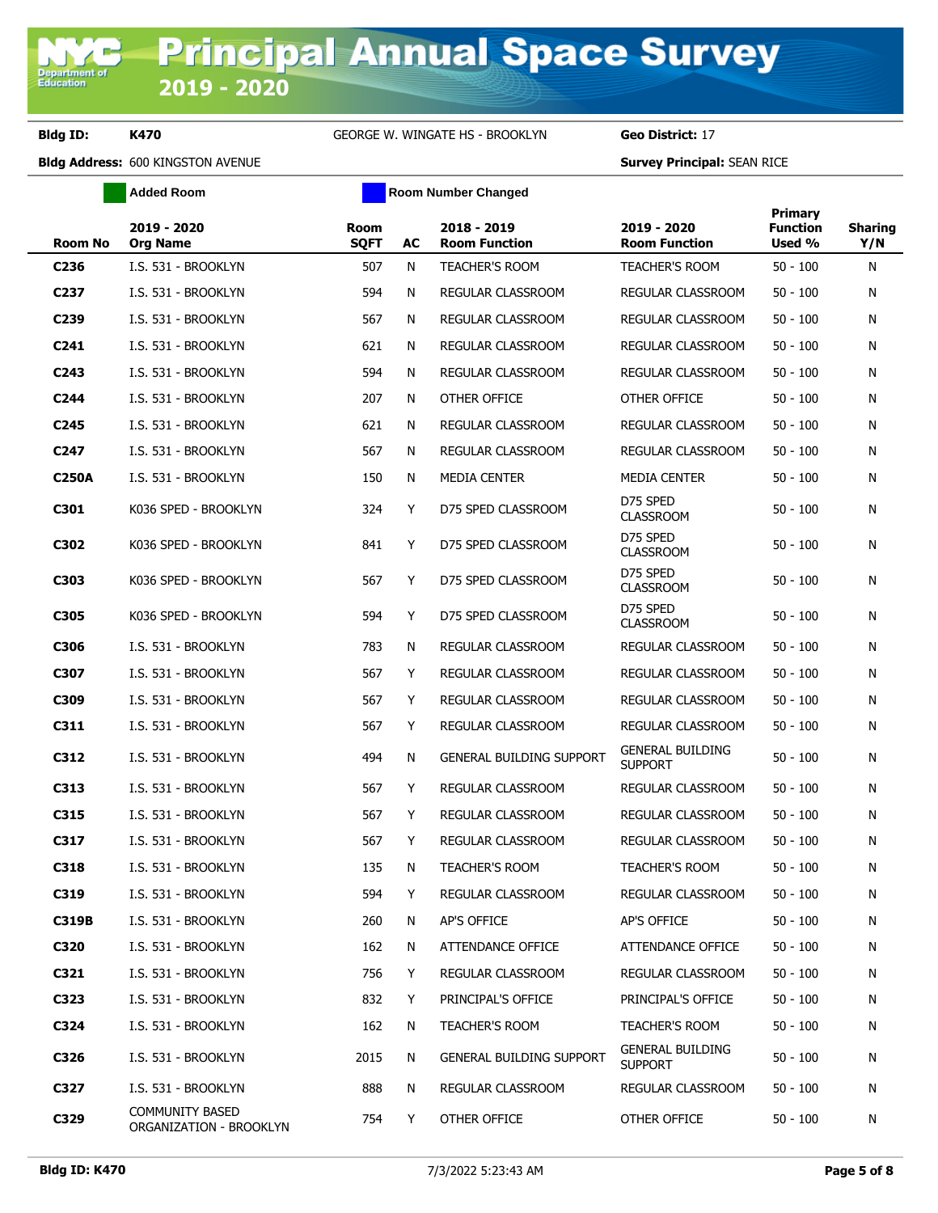# Principal Annual Space Survey

## 2019 - 2020

**Bldg ID:** K470 GEORGE W. WINGATE HS - BROOKLYN **Geo District:** 17

**Bldg Address:** 600 KINGSTON AVENUE **Survey Principal:** SEAN RICE

Added Room | Room Number Changed

| Room No | 2019 - 2020 Org Name | Room SQFT | AC | 2018 - 2019 Room Function | 2019 - 2020 Room Function | Primary Function Used % | Sharing Y/N |
|---|---|---|---|---|---|---|---|
| C236 | I.S. 531 - BROOKLYN | 507 | N | TEACHER'S ROOM | TEACHER'S ROOM | 50 - 100 | N |
| C237 | I.S. 531 - BROOKLYN | 594 | N | REGULAR CLASSROOM | REGULAR CLASSROOM | 50 - 100 | N |
| C239 | I.S. 531 - BROOKLYN | 567 | N | REGULAR CLASSROOM | REGULAR CLASSROOM | 50 - 100 | N |
| C241 | I.S. 531 - BROOKLYN | 621 | N | REGULAR CLASSROOM | REGULAR CLASSROOM | 50 - 100 | N |
| C243 | I.S. 531 - BROOKLYN | 594 | N | REGULAR CLASSROOM | REGULAR CLASSROOM | 50 - 100 | N |
| C244 | I.S. 531 - BROOKLYN | 207 | N | OTHER OFFICE | OTHER OFFICE | 50 - 100 | N |
| C245 | I.S. 531 - BROOKLYN | 621 | N | REGULAR CLASSROOM | REGULAR CLASSROOM | 50 - 100 | N |
| C247 | I.S. 531 - BROOKLYN | 567 | N | REGULAR CLASSROOM | REGULAR CLASSROOM | 50 - 100 | N |
| C250A | I.S. 531 - BROOKLYN | 150 | N | MEDIA CENTER | MEDIA CENTER | 50 - 100 | N |
| C301 | K036 SPED - BROOKLYN | 324 | Y | D75 SPED CLASSROOM | D75 SPED CLASSROOM | 50 - 100 | N |
| C302 | K036 SPED - BROOKLYN | 841 | Y | D75 SPED CLASSROOM | D75 SPED CLASSROOM | 50 - 100 | N |
| C303 | K036 SPED - BROOKLYN | 567 | Y | D75 SPED CLASSROOM | D75 SPED CLASSROOM | 50 - 100 | N |
| C305 | K036 SPED - BROOKLYN | 594 | Y | D75 SPED CLASSROOM | D75 SPED CLASSROOM | 50 - 100 | N |
| C306 | I.S. 531 - BROOKLYN | 783 | N | REGULAR CLASSROOM | REGULAR CLASSROOM | 50 - 100 | N |
| C307 | I.S. 531 - BROOKLYN | 567 | Y | REGULAR CLASSROOM | REGULAR CLASSROOM | 50 - 100 | N |
| C309 | I.S. 531 - BROOKLYN | 567 | Y | REGULAR CLASSROOM | REGULAR CLASSROOM | 50 - 100 | N |
| C311 | I.S. 531 - BROOKLYN | 567 | Y | REGULAR CLASSROOM | REGULAR CLASSROOM | 50 - 100 | N |
| C312 | I.S. 531 - BROOKLYN | 494 | N | GENERAL BUILDING SUPPORT | GENERAL BUILDING SUPPORT | 50 - 100 | N |
| C313 | I.S. 531 - BROOKLYN | 567 | Y | REGULAR CLASSROOM | REGULAR CLASSROOM | 50 - 100 | N |
| C315 | I.S. 531 - BROOKLYN | 567 | Y | REGULAR CLASSROOM | REGULAR CLASSROOM | 50 - 100 | N |
| C317 | I.S. 531 - BROOKLYN | 567 | Y | REGULAR CLASSROOM | REGULAR CLASSROOM | 50 - 100 | N |
| C318 | I.S. 531 - BROOKLYN | 135 | N | TEACHER'S ROOM | TEACHER'S ROOM | 50 - 100 | N |
| C319 | I.S. 531 - BROOKLYN | 594 | Y | REGULAR CLASSROOM | REGULAR CLASSROOM | 50 - 100 | N |
| C319B | I.S. 531 - BROOKLYN | 260 | N | AP'S OFFICE | AP'S OFFICE | 50 - 100 | N |
| C320 | I.S. 531 - BROOKLYN | 162 | N | ATTENDANCE OFFICE | ATTENDANCE OFFICE | 50 - 100 | N |
| C321 | I.S. 531 - BROOKLYN | 756 | Y | REGULAR CLASSROOM | REGULAR CLASSROOM | 50 - 100 | N |
| C323 | I.S. 531 - BROOKLYN | 832 | Y | PRINCIPAL'S OFFICE | PRINCIPAL'S OFFICE | 50 - 100 | N |
| C324 | I.S. 531 - BROOKLYN | 162 | N | TEACHER'S ROOM | TEACHER'S ROOM | 50 - 100 | N |
| C326 | I.S. 531 - BROOKLYN | 2015 | N | GENERAL BUILDING SUPPORT | GENERAL BUILDING SUPPORT | 50 - 100 | N |
| C327 | I.S. 531 - BROOKLYN | 888 | N | REGULAR CLASSROOM | REGULAR CLASSROOM | 50 - 100 | N |
| C329 | COMMUNITY BASED ORGANIZATION - BROOKLYN | 754 | Y | OTHER OFFICE | OTHER OFFICE | 50 - 100 | N |

**Bldg ID: K470** 7/3/2022 5:23:43 AM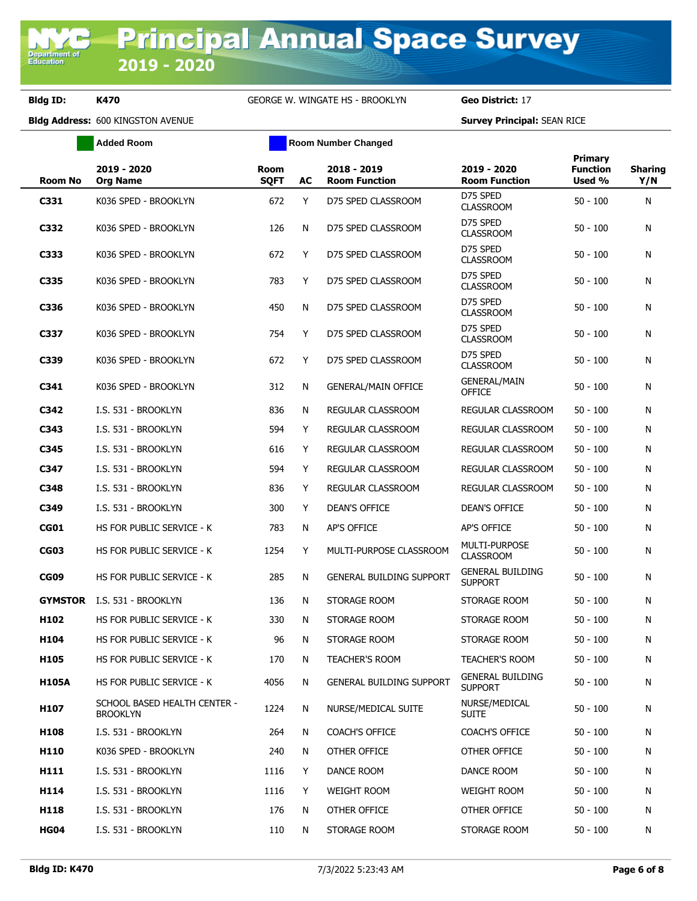# Principal Annual Space Survey 2019 - 2020

**Bldg ID:** K470 GEORGE W. WINGATE HS - BROOKLYN **Geo District:** 17

**Bldg Address:** 600 KINGSTON AVENUE **Survey Principal:** SEAN RICE

Added Room | Room Number Changed

| Room No | 2019 - 2020 Org Name | Room SQFT | AC | 2018 - 2019 Room Function | 2019 - 2020 Room Function | Primary Function Used % | Sharing Y/N |
|---|---|---|---|---|---|---|---|
| C331 | K036 SPED - BROOKLYN | 672 | Y | D75 SPED CLASSROOM | D75 SPED CLASSROOM | 50 - 100 | N |
| C332 | K036 SPED - BROOKLYN | 126 | N | D75 SPED CLASSROOM | D75 SPED CLASSROOM | 50 - 100 | N |
| C333 | K036 SPED - BROOKLYN | 672 | Y | D75 SPED CLASSROOM | D75 SPED CLASSROOM | 50 - 100 | N |
| C335 | K036 SPED - BROOKLYN | 783 | Y | D75 SPED CLASSROOM | D75 SPED CLASSROOM | 50 - 100 | N |
| C336 | K036 SPED - BROOKLYN | 450 | N | D75 SPED CLASSROOM | D75 SPED CLASSROOM | 50 - 100 | N |
| C337 | K036 SPED - BROOKLYN | 754 | Y | D75 SPED CLASSROOM | D75 SPED CLASSROOM | 50 - 100 | N |
| C339 | K036 SPED - BROOKLYN | 672 | Y | D75 SPED CLASSROOM | D75 SPED CLASSROOM | 50 - 100 | N |
| C341 | K036 SPED - BROOKLYN | 312 | N | GENERAL/MAIN OFFICE | GENERAL/MAIN OFFICE | 50 - 100 | N |
| C342 | I.S. 531 - BROOKLYN | 836 | N | REGULAR CLASSROOM | REGULAR CLASSROOM | 50 - 100 | N |
| C343 | I.S. 531 - BROOKLYN | 594 | Y | REGULAR CLASSROOM | REGULAR CLASSROOM | 50 - 100 | N |
| C345 | I.S. 531 - BROOKLYN | 616 | Y | REGULAR CLASSROOM | REGULAR CLASSROOM | 50 - 100 | N |
| C347 | I.S. 531 - BROOKLYN | 594 | Y | REGULAR CLASSROOM | REGULAR CLASSROOM | 50 - 100 | N |
| C348 | I.S. 531 - BROOKLYN | 836 | Y | REGULAR CLASSROOM | REGULAR CLASSROOM | 50 - 100 | N |
| C349 | I.S. 531 - BROOKLYN | 300 | Y | DEAN'S OFFICE | DEAN'S OFFICE | 50 - 100 | N |
| CG01 | HS FOR PUBLIC SERVICE - K | 783 | N | AP'S OFFICE | AP'S OFFICE | 50 - 100 | N |
| CG03 | HS FOR PUBLIC SERVICE - K | 1254 | Y | MULTI-PURPOSE CLASSROOM | MULTI-PURPOSE CLASSROOM | 50 - 100 | N |
| CG09 | HS FOR PUBLIC SERVICE - K | 285 | N | GENERAL BUILDING SUPPORT | GENERAL BUILDING SUPPORT | 50 - 100 | N |
| GYMSTOR | I.S. 531 - BROOKLYN | 136 | N | STORAGE ROOM | STORAGE ROOM | 50 - 100 | N |
| H102 | HS FOR PUBLIC SERVICE - K | 330 | N | STORAGE ROOM | STORAGE ROOM | 50 - 100 | N |
| H104 | HS FOR PUBLIC SERVICE - K | 96 | N | STORAGE ROOM | STORAGE ROOM | 50 - 100 | N |
| H105 | HS FOR PUBLIC SERVICE - K | 170 | N | TEACHER'S ROOM | TEACHER'S ROOM | 50 - 100 | N |
| H105A | HS FOR PUBLIC SERVICE - K | 4056 | N | GENERAL BUILDING SUPPORT | GENERAL BUILDING SUPPORT | 50 - 100 | N |
| H107 | SCHOOL BASED HEALTH CENTER - BROOKLYN | 1224 | N | NURSE/MEDICAL SUITE | NURSE/MEDICAL SUITE | 50 - 100 | N |
| H108 | I.S. 531 - BROOKLYN | 264 | N | COACH'S OFFICE | COACH'S OFFICE | 50 - 100 | N |
| H110 | K036 SPED - BROOKLYN | 240 | N | OTHER OFFICE | OTHER OFFICE | 50 - 100 | N |
| H111 | I.S. 531 - BROOKLYN | 1116 | Y | DANCE ROOM | DANCE ROOM | 50 - 100 | N |
| H114 | I.S. 531 - BROOKLYN | 1116 | Y | WEIGHT ROOM | WEIGHT ROOM | 50 - 100 | N |
| H118 | I.S. 531 - BROOKLYN | 176 | N | OTHER OFFICE | OTHER OFFICE | 50 - 100 | N |
| HG04 | I.S. 531 - BROOKLYN | 110 | N | STORAGE ROOM | STORAGE ROOM | 50 - 100 | N |

7/3/2022 5:23:43 AM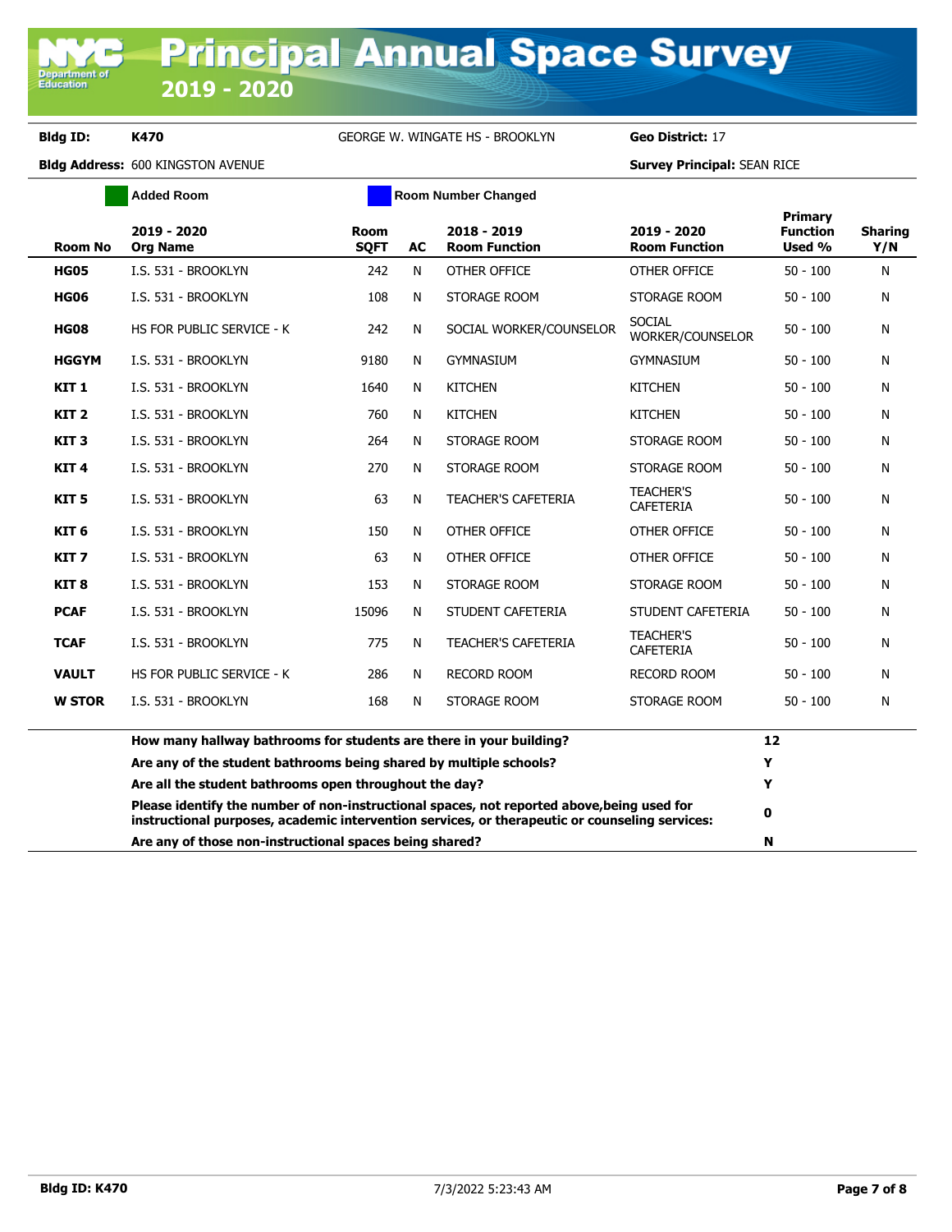# Principal Annual Space Survey 2019 - 2020

**Bldg ID:** K470 GEORGE W. WINGATE HS - BROOKLYN **Geo District:** 17

**Bldg Address:** 600 KINGSTON AVENUE **Survey Principal:** SEAN RICE

Added Room | Room Number Changed

| Room No | 2019 - 2020 Org Name | Room SQFT | AC | 2018 - 2019 Room Function | 2019 - 2020 Room Function | Primary Function Used % | Sharing Y/N |
|---|---|---|---|---|---|---|---|
| **HG05** | I.S. 531 - BROOKLYN | 242 | N | OTHER OFFICE | OTHER OFFICE | 50 - 100 | N |
| **HG06** | I.S. 531 - BROOKLYN | 108 | N | STORAGE ROOM | STORAGE ROOM | 50 - 100 | N |
| **HG08** | HS FOR PUBLIC SERVICE - K | 242 | N | SOCIAL WORKER/COUNSELOR | SOCIAL WORKER/COUNSELOR | 50 - 100 | N |
| **HGGYM** | I.S. 531 - BROOKLYN | 9180 | N | GYMNASIUM | GYMNASIUM | 50 - 100 | N |
| **KIT 1** | I.S. 531 - BROOKLYN | 1640 | N | KITCHEN | KITCHEN | 50 - 100 | N |
| **KIT 2** | I.S. 531 - BROOKLYN | 760 | N | KITCHEN | KITCHEN | 50 - 100 | N |
| **KIT 3** | I.S. 531 - BROOKLYN | 264 | N | STORAGE ROOM | STORAGE ROOM | 50 - 100 | N |
| **KIT 4** | I.S. 531 - BROOKLYN | 270 | N | STORAGE ROOM | STORAGE ROOM | 50 - 100 | N |
| **KIT 5** | I.S. 531 - BROOKLYN | 63 | N | TEACHER'S CAFETERIA | TEACHER'S CAFETERIA | 50 - 100 | N |
| **KIT 6** | I.S. 531 - BROOKLYN | 150 | N | OTHER OFFICE | OTHER OFFICE | 50 - 100 | N |
| **KIT 7** | I.S. 531 - BROOKLYN | 63 | N | OTHER OFFICE | OTHER OFFICE | 50 - 100 | N |
| **KIT 8** | I.S. 531 - BROOKLYN | 153 | N | STORAGE ROOM | STORAGE ROOM | 50 - 100 | N |
| **PCAF** | I.S. 531 - BROOKLYN | 15096 | N | STUDENT CAFETERIA | STUDENT CAFETERIA | 50 - 100 | N |
| **TCAF** | I.S. 531 - BROOKLYN | 775 | N | TEACHER'S CAFETERIA | TEACHER'S CAFETERIA | 50 - 100 | N |
| **VAULT** | HS FOR PUBLIC SERVICE - K | 286 | N | RECORD ROOM | RECORD ROOM | 50 - 100 | N |
| **W STOR** | I.S. 531 - BROOKLYN | 168 | N | STORAGE ROOM | STORAGE ROOM | 50 - 100 | N |

| Question | Answer |
|---|---|
| **How many hallway bathrooms for students are there in your building?** | **12** |
| **Are any of the student bathrooms being shared by multiple schools?** | **Y** |
| **Are all the student bathrooms open throughout the day?** | **Y** |
| **Please identify the number of non-instructional spaces, not reported above,being used for instructional purposes, academic intervention services, or therapeutic or counseling services:** | **0** |
| **Are any of those non-instructional spaces being shared?** | **N** |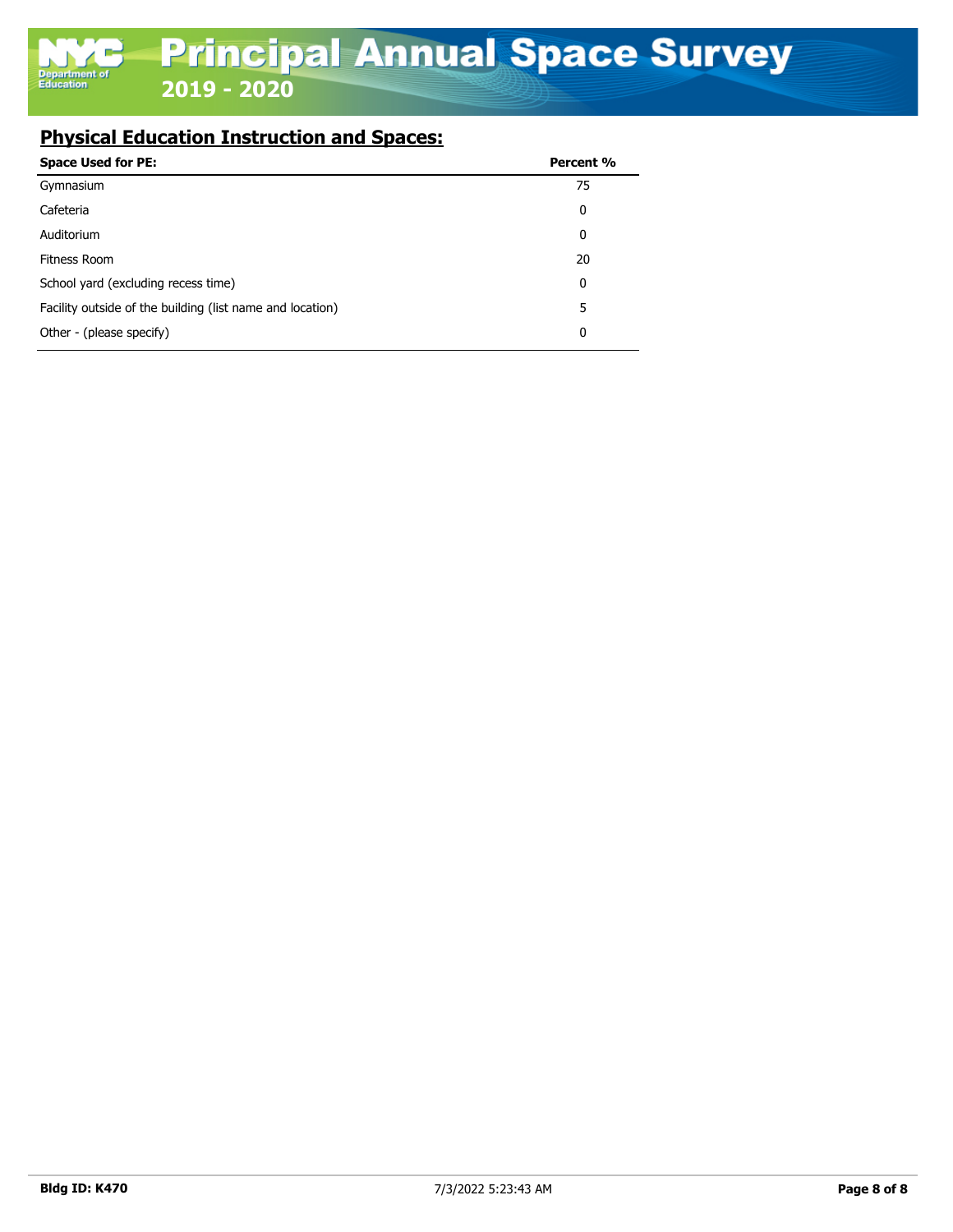## Physical Education Instruction and Spaces:

| Space Used for PE: | Percent % |
| --- | --- |
| Gymnasium | 75 |
| Cafeteria | 0 |
| Auditorium | 0 |
| Fitness Room | 20 |
| School yard (excluding recess time) | 0 |
| Facility outside of the building (list name and location) | 5 |
| Other - (please specify) | 0 |